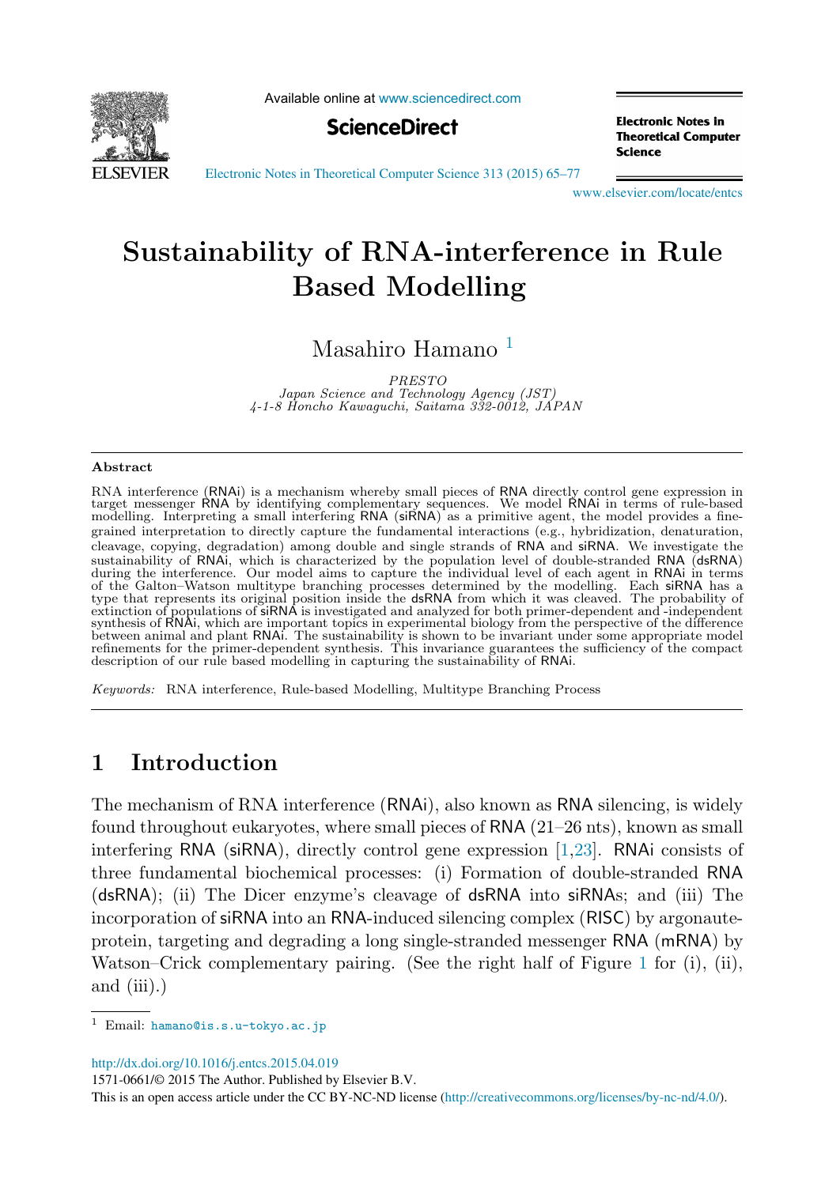# Sustainability of RNA-interference in Rule Based Modelling

Masahiro Hamano [1]

*PRESTO*
*Japan Science and Technology Agency (JST)*
*4-1-8 Honcho Kawaguchi, Saitama 332-0012, JAPAN*

## Abstract

RNA interference (RNAi) is a mechanism whereby small pieces of RNA directly control gene expression in target messenger RNA by identifying complementary sequences. We model RNAi in terms of rule-based modelling. Interpreting a small interfering RNA (siRNA) as a primitive agent, the model provides a fine-grained interpretation to directly capture the fundamental interactions (e.g., hybridization, denaturation, cleavage, copying, degradation) among double and single strands of RNA and siRNA. We investigate the sustainability of RNAi, which is characterized by the population level of double-stranded RNA (dsRNA) during the interference. Our model aims to capture the individual level of each agent in RNAi in terms of the Galton–Watson multitype branching processes determined by the modelling. Each siRNA has a type that represents its original position inside the dsRNA from which it was cleaved. The probability of extinction of populations of siRNA is investigated and analyzed for both primer-dependent and -independent synthesis of RNAi, which are important topics in experimental biology from the perspective of the difference between animal and plant RNAi. The sustainability is shown to be invariant under some appropriate model refinements for the primer-dependent synthesis. This invariance guarantees the sufficiency of the compact description of our rule based modelling in capturing the sustainability of RNAi.

*Keywords:* RNA interference, Rule-based Modelling, Multitype Branching Process

## 1 Introduction

The mechanism of RNA interference (RNAi), also known as RNA silencing, is widely found throughout eukaryotes, where small pieces of RNA (21–26 nts), known as small interfering RNA (siRNA), directly control gene expression [1,23]. RNAi consists of three fundamental biochemical processes: (i) Formation of double-stranded RNA (dsRNA); (ii) The Dicer enzyme's cleavage of dsRNA into siRNAs; and (iii) The incorporation of siRNA into an RNA-induced silencing complex (RISC) by argonaute-protein, targeting and degrading a long single-stranded messenger RNA (mRNA) by Watson–Crick complementary pairing. (See the right half of Figure 1 for (i), (ii), and (iii).)

[1] Email: hamano@is.s.u-tokyo.ac.jp

http://dx.doi.org/10.1016/j.entcs.2015.04.019
1571-0661/© 2015 The Author. Published by Elsevier B.V.
This is an open access article under the CC BY-NC-ND license (http://creativecommons.org/licenses/by-nc-nd/4.0/).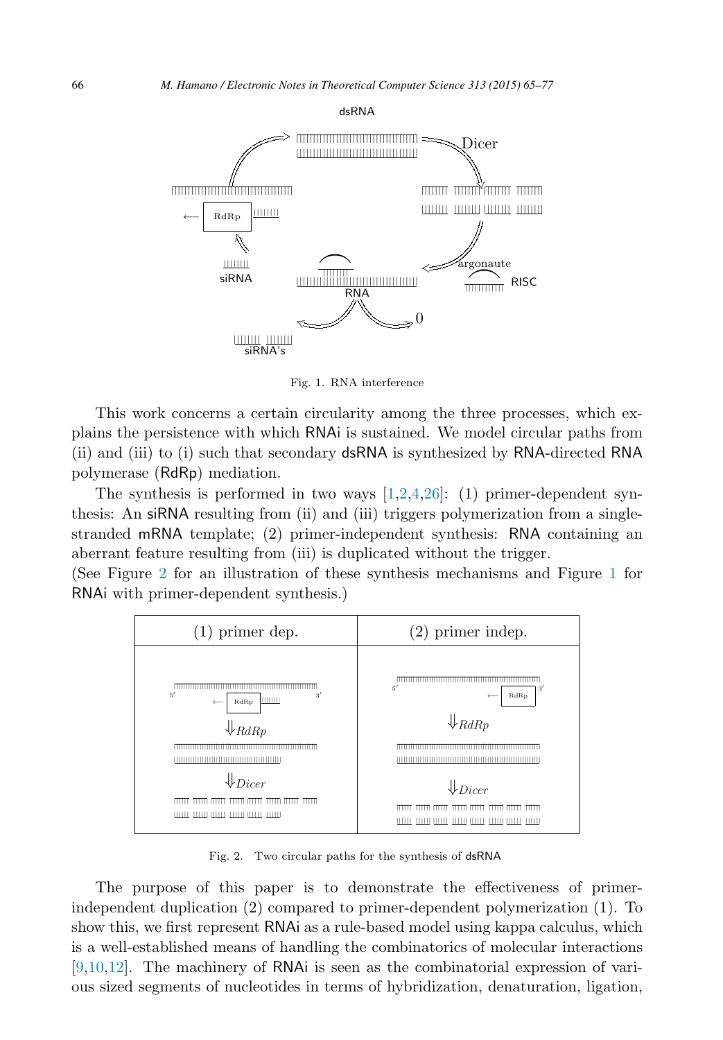Fig. 1. RNA interference

This work concerns a certain circularity among the three processes, which explains the persistence with which RNAi is sustained. We model circular paths from (ii) and (iii) to (i) such that secondary dsRNA is synthesized by RNA-directed RNA polymerase (RdRp) mediation.

The synthesis is performed in two ways [1,2,4,26]: (1) primer-dependent synthesis: An siRNA resulting from (ii) and (iii) triggers polymerization from a single-stranded mRNA template; (2) primer-independent synthesis: RNA containing an aberrant feature resulting from (iii) is duplicated without the trigger.
(See Figure 2 for an illustration of these synthesis mechanisms and Figure 1 for RNAi with primer-dependent synthesis.)

Fig. 2. Two circular paths for the synthesis of dsRNA

The purpose of this paper is to demonstrate the effectiveness of primer-independent duplication (2) compared to primer-dependent polymerization (1). To show this, we first represent RNAi as a rule-based model using kappa calculus, which is a well-established means of handling the combinatorics of molecular interactions [9,10,12]. The machinery of RNAi is seen as the combinatorial expression of various sized segments of nucleotides in terms of hybridization, denaturation, ligation,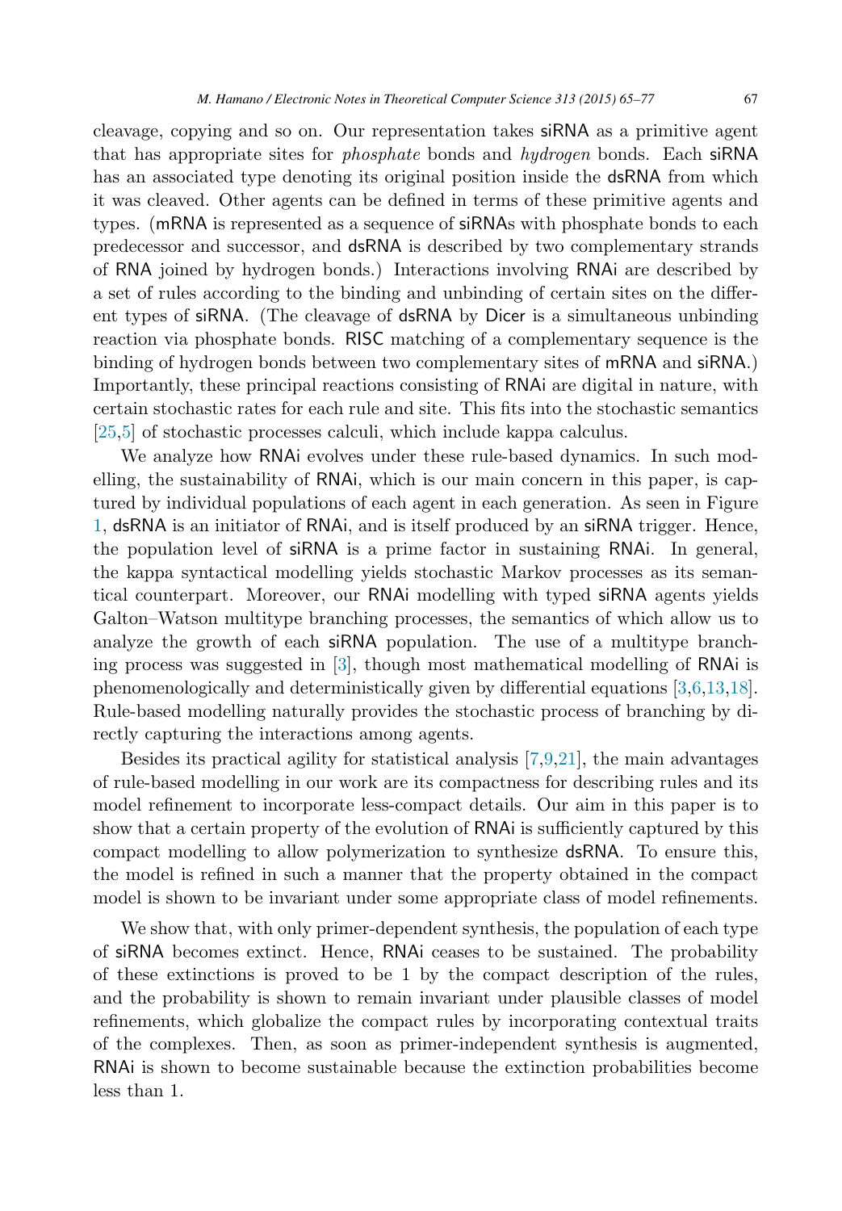cleavage, copying and so on. Our representation takes siRNA as a primitive agent that has appropriate sites for *phosphate* bonds and *hydrogen* bonds. Each siRNA has an associated type denoting its original position inside the dsRNA from which it was cleaved. Other agents can be defined in terms of these primitive agents and types. (mRNA is represented as a sequence of siRNAs with phosphate bonds to each predecessor and successor, and dsRNA is described by two complementary strands of RNA joined by hydrogen bonds.) Interactions involving RNAi are described by a set of rules according to the binding and unbinding of certain sites on the different types of siRNA. (The cleavage of dsRNA by Dicer is a simultaneous unbinding reaction via phosphate bonds. RISC matching of a complementary sequence is the binding of hydrogen bonds between two complementary sites of mRNA and siRNA.) Importantly, these principal reactions consisting of RNAi are digital in nature, with certain stochastic rates for each rule and site. This fits into the stochastic semantics [25,5] of stochastic processes calculi, which include kappa calculus.

We analyze how RNAi evolves under these rule-based dynamics. In such modelling, the sustainability of RNAi, which is our main concern in this paper, is captured by individual populations of each agent in each generation. As seen in Figure 1, dsRNA is an initiator of RNAi, and is itself produced by an siRNA trigger. Hence, the population level of siRNA is a prime factor in sustaining RNAi. In general, the kappa syntactical modelling yields stochastic Markov processes as its semantical counterpart. Moreover, our RNAi modelling with typed siRNA agents yields Galton–Watson multitype branching processes, the semantics of which allow us to analyze the growth of each siRNA population. The use of a multitype branching process was suggested in [3], though most mathematical modelling of RNAi is phenomenologically and deterministically given by differential equations [3,6,13,18]. Rule-based modelling naturally provides the stochastic process of branching by directly capturing the interactions among agents.

Besides its practical agility for statistical analysis [7,9,21], the main advantages of rule-based modelling in our work are its compactness for describing rules and its model refinement to incorporate less-compact details. Our aim in this paper is to show that a certain property of the evolution of RNAi is sufficiently captured by this compact modelling to allow polymerization to synthesize dsRNA. To ensure this, the model is refined in such a manner that the property obtained in the compact model is shown to be invariant under some appropriate class of model refinements.

We show that, with only primer-dependent synthesis, the population of each type of siRNA becomes extinct. Hence, RNAi ceases to be sustained. The probability of these extinctions is proved to be 1 by the compact description of the rules, and the probability is shown to remain invariant under plausible classes of model refinements, which globalize the compact rules by incorporating contextual traits of the complexes. Then, as soon as primer-independent synthesis is augmented, RNAi is shown to become sustainable because the extinction probabilities become less than 1.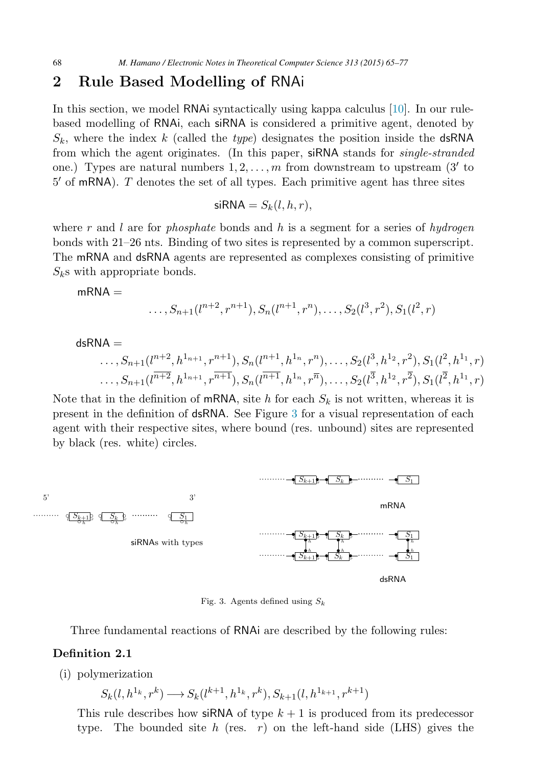## 2 Rule Based Modelling of RNAi

In this section, we model RNAi syntactically using kappa calculus [10]. In our rule-based modelling of RNAi, each siRNA is considered a primitive agent, denoted by $S_k$, where the index $k$ (called the *type*) designates the position inside the dsRNA from which the agent originates. (In this paper, siRNA stands for *single-stranded* one.) Types are natural numbers $1, 2, \ldots, m$ from downstream to upstream ($3'$ to $5'$ of mRNA). $T$ denotes the set of all types. Each primitive agent has three sites

$$\mathsf{siRNA} = S_k(l, h, r),$$

where $r$ and $l$ are for *phosphate* bonds and $h$ is a segment for a series of *hydrogen* bonds with 21–26 nts. Binding of two sites is represented by a common superscript. The mRNA and dsRNA agents are represented as complexes consisting of primitive $S_k$s with appropriate bonds.

$\mathsf{mRNA} =$

$$\ldots, S_{n+1}(l^{n+2}, r^{n+1}), S_n(l^{n+1}, r^n), \ldots, S_2(l^3, r^2), S_1(l^2, r)$$

$\mathsf{dsRNA} =$

$$\ldots, S_{n+1}(l^{n+2}, h^{1_{n+1}}, r^{n+1}), S_n(l^{n+1}, h^{1_n}, r^n), \ldots, S_2(l^3, h^{1_2}, r^2), S_1(l^2, h^{1_1}, r)$$
$$\ldots, S_{n+1}(l^{\overline{n+2}}, h^{1_{n+1}}, r^{\overline{n+1}}), S_n(l^{\overline{n+1}}, h^{1_n}, r^{\overline{n}}), \ldots, S_2(l^{\overline{3}}, h^{1_2}, r^{\overline{2}}), S_1(l^{\overline{2}}, h^{1_1}, r)$$

Note that in the definition of mRNA, site $h$ for each $S_k$ is not written, whereas it is present in the definition of dsRNA. See Figure 3 for a visual representation of each agent with their respective sites, where bound (res. unbound) sites are represented by black (res. white) circles.

Fig. 3. Agents defined using $S_k$

Three fundamental reactions of RNAi are described by the following rules:

**Definition 2.1**

(i) polymerization

$$S_k(l, h^{1_k}, r^k) \longrightarrow S_k(l^{k+1}, h^{1_k}, r^k), S_{k+1}(l, h^{1_{k+1}}, r^{k+1})$$

This rule describes how siRNA of type $k+1$ is produced from its predecessor type. The bounded site $h$ (res. $r$) on the left-hand side (LHS) gives the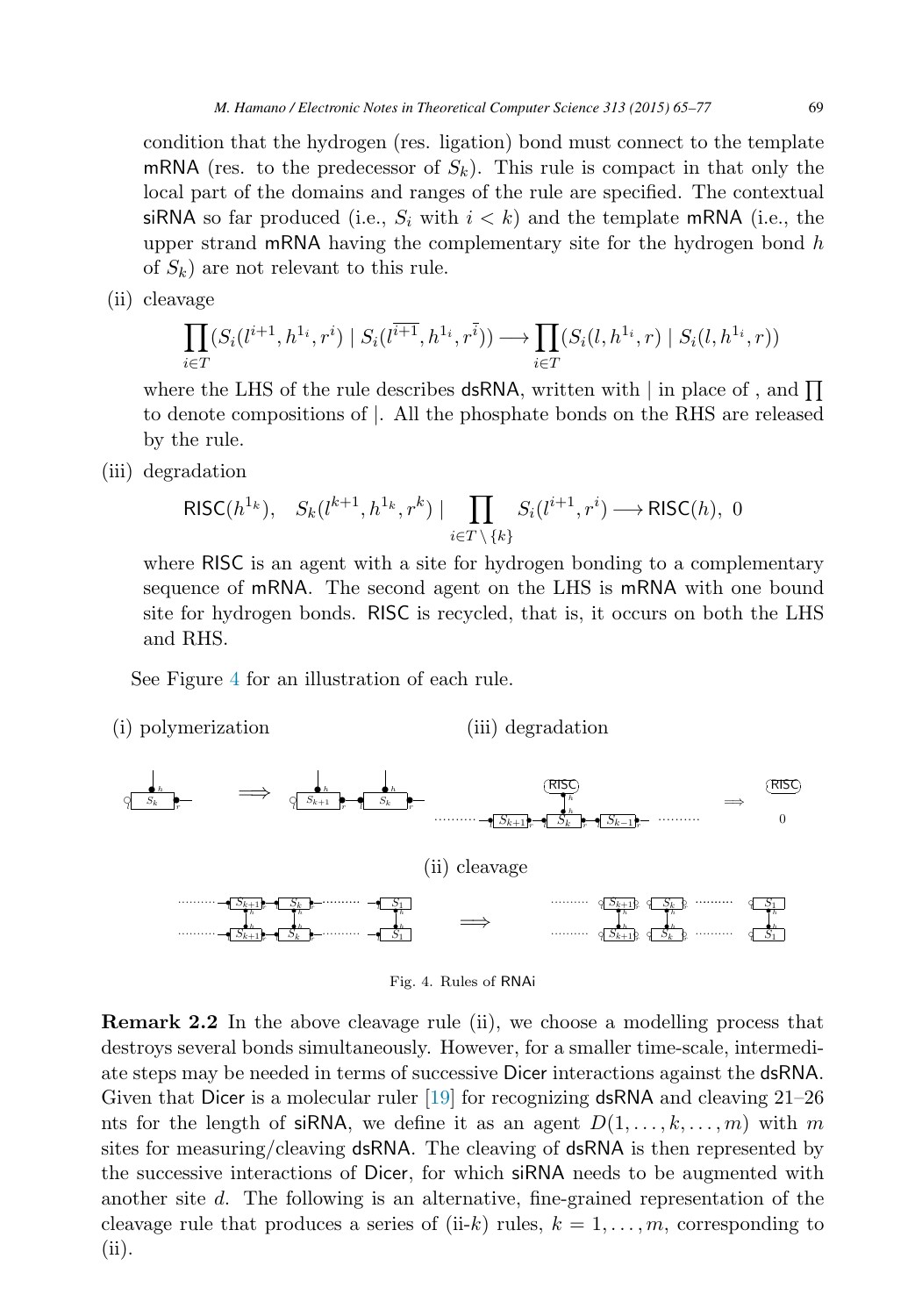condition that the hydrogen (res. ligation) bond must connect to the template mRNA (res. to the predecessor of $S_k$). This rule is compact in that only the local part of the domains and ranges of the rule are specified. The contextual siRNA so far produced (i.e., $S_i$ with $i < k$) and the template mRNA (i.e., the upper strand mRNA having the complementary site for the hydrogen bond $h$ of $S_k$) are not relevant to this rule.

(ii) cleavage

$$\prod_{i \in T} (S_i(l^{i+1}, h^{1_i}, r^i) \mid S_i(l^{\overline{i+1}}, h^{1_i}, r^{\bar{i}})) \longrightarrow \prod_{i \in T} (S_i(l, h^{1_i}, r) \mid S_i(l, h^{1_i}, r))$$

where the LHS of the rule describes dsRNA, written with $\mid$ in place of , and $\prod$ to denote compositions of $\mid$. All the phosphate bonds on the RHS are released by the rule.

(iii) degradation

$$\mathsf{RISC}(h^{1_k}), \quad S_k(l^{k+1}, h^{1_k}, r^k) \mid \prod_{i \in T \setminus \{k\}} S_i(l^{i+1}, r^i) \longrightarrow \mathsf{RISC}(h),\ 0$$

where RISC is an agent with a site for hydrogen bonding to a complementary sequence of mRNA. The second agent on the LHS is mRNA with one bound site for hydrogen bonds. RISC is recycled, that is, it occurs on both the LHS and RHS.

See Figure 4 for an illustration of each rule.

Fig. 4. Rules of RNAi

**Remark 2.2** In the above cleavage rule (ii), we choose a modelling process that destroys several bonds simultaneously. However, for a smaller time-scale, intermediate steps may be needed in terms of successive Dicer interactions against the dsRNA. Given that Dicer is a molecular ruler [19] for recognizing dsRNA and cleaving 21–26 nts for the length of siRNA, we define it as an agent $D(1, \ldots, k, \ldots, m)$ with $m$ sites for measuring/cleaving dsRNA. The cleaving of dsRNA is then represented by the successive interactions of Dicer, for which siRNA needs to be augmented with another site $d$. The following is an alternative, fine-grained representation of the cleavage rule that produces a series of (ii-$k$) rules, $k = 1, \ldots, m$, corresponding to (ii).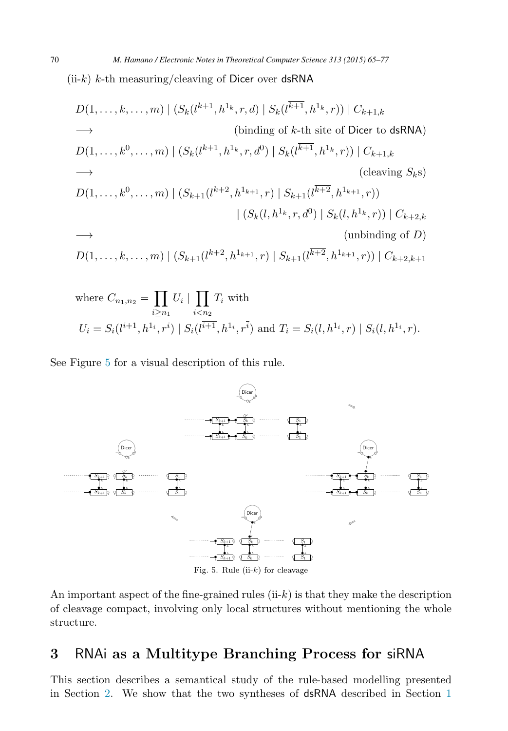(ii-$k$) $k$-th measuring/cleaving of Dicer over dsRNA

$$
\begin{aligned}
& D(1,\ldots,k,\ldots,m) \mid (S_k(l^{k+1}, h^{1_k}, r, d) \mid S_k(l^{\overline{k+1}}, h^{1_k}, r)) \mid C_{k+1,k} \\
& \longrightarrow \qquad\qquad\qquad\qquad\qquad\qquad \text{(binding of } k\text{-th site of Dicer to dsRNA)} \\
& D(1,\ldots,k^0,\ldots,m) \mid (S_k(l^{k+1}, h^{1_k}, r, d^0) \mid S_k(l^{\overline{k+1}}, h^{1_k}, r)) \mid C_{k+1,k} \\
& \longrightarrow \qquad\qquad\qquad\qquad\qquad\qquad \text{(cleaving } S_k\text{s)} \\
& D(1,\ldots,k^0,\ldots,m) \mid (S_{k+1}(l^{k+2}, h^{1_{k+1}}, r) \mid S_{k+1}(l^{\overline{k+2}}, h^{1_{k+1}}, r)) \\
& \qquad\qquad\qquad\qquad \mid (S_k(l, h^{1_k}, r, d^0) \mid S_k(l, h^{1_k}, r)) \mid C_{k+2,k} \\
& \longrightarrow \qquad\qquad\qquad\qquad\qquad\qquad \text{(unbinding of } D\text{)} \\
& D(1,\ldots,k,\ldots,m) \mid (S_{k+1}(l^{k+2}, h^{1_{k+1}}, r) \mid S_{k+1}(l^{\overline{k+2}}, h^{1_{k+1}}, r)) \mid C_{k+2,k+1}
\end{aligned}
$$

where $C_{n_1,n_2} = \prod_{i \geq n_1} U_i \mid \prod_{i < n_2} T_i$ with
$U_i = S_i(l^{i+1}, h^{1_i}, r^i) \mid S_i(l^{\overline{i+1}}, h^{1_i}, r^{\bar{i}})$ and $T_i = S_i(l, h^{1_i}, r) \mid S_i(l, h^{1_i}, r)$.

See Figure 5 for a visual description of this rule.

Fig. 5. Rule (ii-$k$) for cleavage

An important aspect of the fine-grained rules (ii-$k$) is that they make the description of cleavage compact, involving only local structures without mentioning the whole structure.

## 3 RNAi as a Multitype Branching Process for siRNA

This section describes a semantical study of the rule-based modelling presented in Section 2. We show that the two syntheses of dsRNA described in Section 1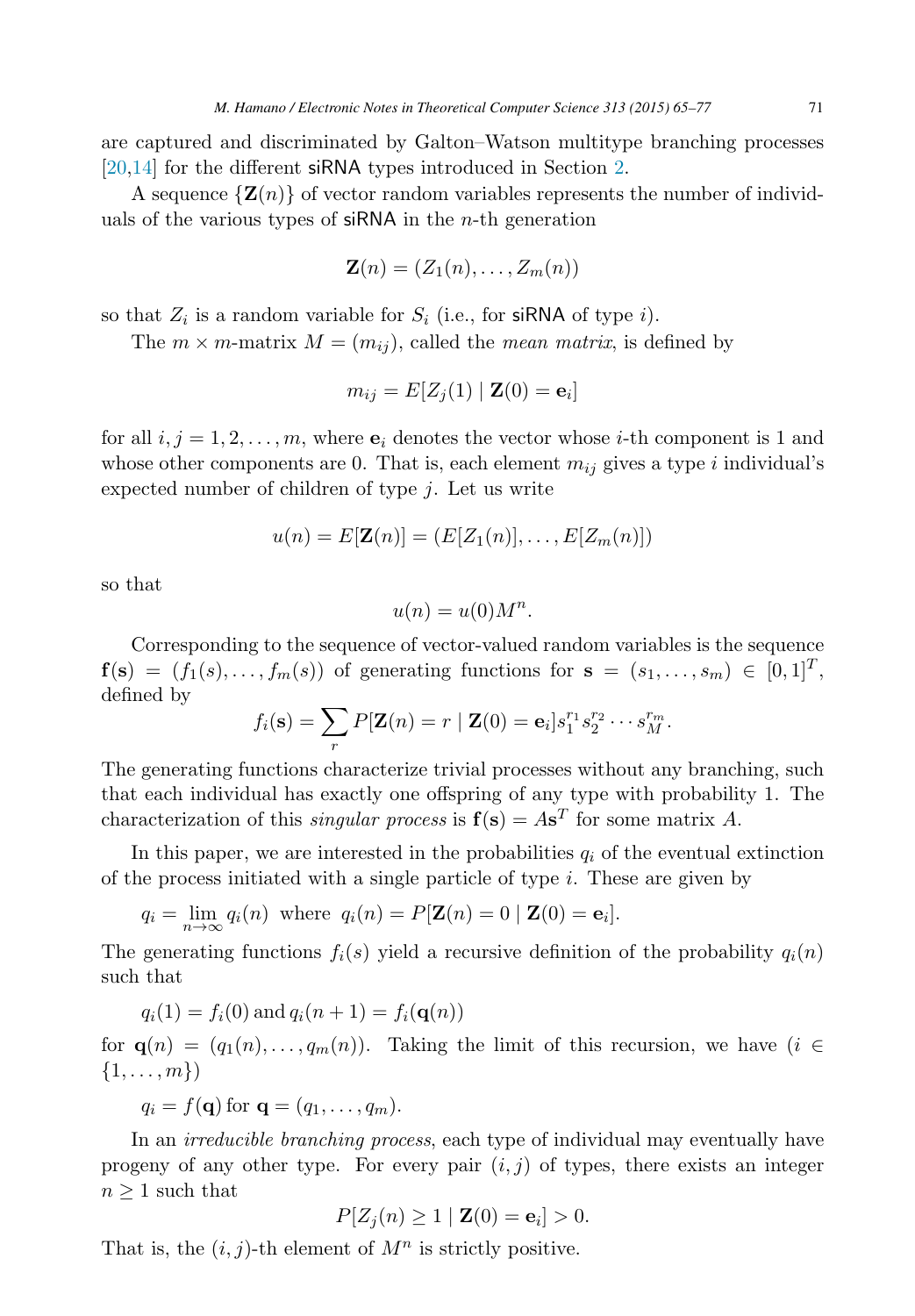are captured and discriminated by Galton–Watson multitype branching processes [20,14] for the different siRNA types introduced in Section 2.

A sequence $\{\mathbf{Z}(n)\}$ of vector random variables represents the number of individuals of the various types of siRNA in the $n$-th generation

$$\mathbf{Z}(n) = (Z_1(n), \ldots, Z_m(n))$$

so that $Z_i$ is a random variable for $S_i$ (i.e., for siRNA of type $i$).

The $m \times m$-matrix $M = (m_{ij})$, called the *mean matrix*, is defined by

$$m_{ij} = E[Z_j(1) \mid \mathbf{Z}(0) = \mathbf{e}_i]$$

for all $i, j = 1, 2, \ldots, m$, where $\mathbf{e}_i$ denotes the vector whose $i$-th component is 1 and whose other components are 0. That is, each element $m_{ij}$ gives a type $i$ individual's expected number of children of type $j$. Let us write

$$u(n) = E[\mathbf{Z}(n)] = (E[Z_1(n)], \ldots, E[Z_m(n)])$$

so that

$$u(n) = u(0)M^n.$$

Corresponding to the sequence of vector-valued random variables is the sequence $\mathbf{f}(\mathbf{s}) = (f_1(s), \ldots, f_m(s))$ of generating functions for $\mathbf{s} = (s_1, \ldots, s_m) \in [0, 1]^T$, defined by

$$f_i(\mathbf{s}) = \sum_r P[\mathbf{Z}(n) = r \mid \mathbf{Z}(0) = \mathbf{e}_i] s_1^{r_1} s_2^{r_2} \cdots s_M^{r_m}.$$

The generating functions characterize trivial processes without any branching, such that each individual has exactly one offspring of any type with probability 1. The characterization of this *singular process* is $\mathbf{f}(\mathbf{s}) = A\mathbf{s}^T$ for some matrix $A$.

In this paper, we are interested in the probabilities $q_i$ of the eventual extinction of the process initiated with a single particle of type $i$. These are given by

$$q_i = \lim_{n \to \infty} q_i(n) \text{ where } q_i(n) = P[\mathbf{Z}(n) = 0 \mid \mathbf{Z}(0) = \mathbf{e}_i].$$

The generating functions $f_i(s)$ yield a recursive definition of the probability $q_i(n)$ such that

$$q_i(1) = f_i(0) \text{ and } q_i(n + 1) = f_i(\mathbf{q}(n))$$

for $\mathbf{q}(n) = (q_1(n), \ldots, q_m(n))$. Taking the limit of this recursion, we have ($i \in \{1, \ldots, m\}$)

$$q_i = f(\mathbf{q}) \text{ for } \mathbf{q} = (q_1, \ldots, q_m).$$

In an *irreducible branching process*, each type of individual may eventually have progeny of any other type. For every pair $(i, j)$ of types, there exists an integer $n \geq 1$ such that

$$P[Z_j(n) \geq 1 \mid \mathbf{Z}(0) = \mathbf{e}_i] > 0.$$

That is, the $(i, j)$-th element of $M^n$ is strictly positive.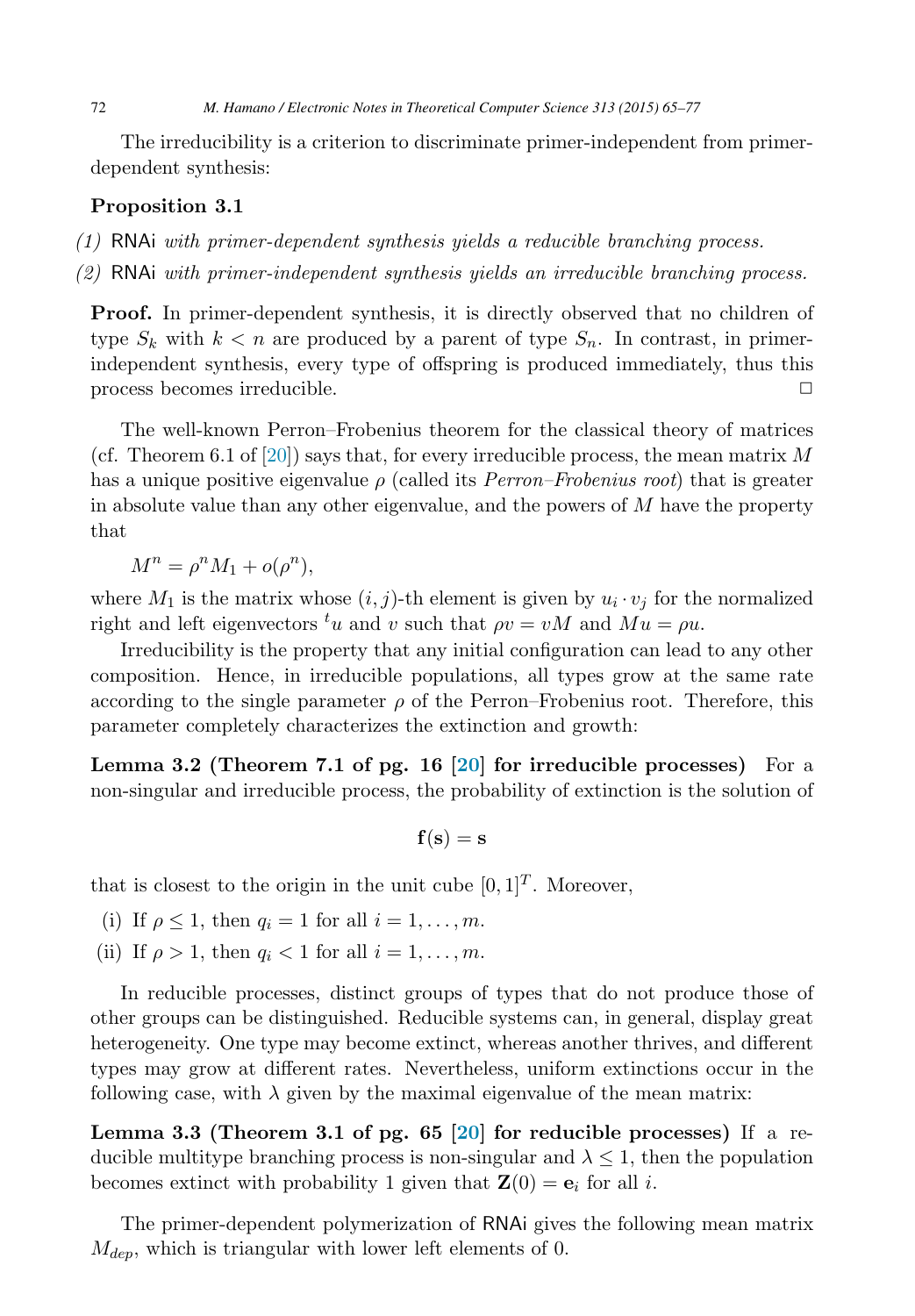The irreducibility is a criterion to discriminate primer-independent from primer-dependent synthesis:

**Proposition 3.1**

*(1)* RNAi *with primer-dependent synthesis yields a reducible branching process.*

*(2)* RNAi *with primer-independent synthesis yields an irreducible branching process.*

**Proof.** In primer-dependent synthesis, it is directly observed that no children of type $S_k$ with $k < n$ are produced by a parent of type $S_n$. In contrast, in primer-independent synthesis, every type of offspring is produced immediately, thus this process becomes irreducible. □

The well-known Perron–Frobenius theorem for the classical theory of matrices (cf. Theorem 6.1 of [20]) says that, for every irreducible process, the mean matrix $M$ has a unique positive eigenvalue $\rho$ (called its *Perron–Frobenius root*) that is greater in absolute value than any other eigenvalue, and the powers of $M$ have the property that

$$M^n = \rho^n M_1 + o(\rho^n),$$

where $M_1$ is the matrix whose $(i,j)$-th element is given by $u_i \cdot v_j$ for the normalized right and left eigenvectors ${}^t u$ and $v$ such that $\rho v = vM$ and $Mu = \rho u$.

Irreducibility is the property that any initial configuration can lead to any other composition. Hence, in irreducible populations, all types grow at the same rate according to the single parameter $\rho$ of the Perron–Frobenius root. Therefore, this parameter completely characterizes the extinction and growth:

**Lemma 3.2 (Theorem 7.1 of pg. 16 [20] for irreducible processes)** For a non-singular and irreducible process, the probability of extinction is the solution of

$$\mathbf{f}(\mathbf{s}) = \mathbf{s}$$

that is closest to the origin in the unit cube $[0,1]^T$. Moreover,

(i) If $\rho \leq 1$, then $q_i = 1$ for all $i = 1, \ldots, m$.

(ii) If $\rho > 1$, then $q_i < 1$ for all $i = 1, \ldots, m$.

In reducible processes, distinct groups of types that do not produce those of other groups can be distinguished. Reducible systems can, in general, display great heterogeneity. One type may become extinct, whereas another thrives, and different types may grow at different rates. Nevertheless, uniform extinctions occur in the following case, with $\lambda$ given by the maximal eigenvalue of the mean matrix:

**Lemma 3.3 (Theorem 3.1 of pg. 65 [20] for reducible processes)** If a reducible multitype branching process is non-singular and $\lambda \leq 1$, then the population becomes extinct with probability 1 given that $\mathbf{Z}(0) = \mathbf{e}_i$ for all $i$.

The primer-dependent polymerization of RNAi gives the following mean matrix $M_{dep}$, which is triangular with lower left elements of 0.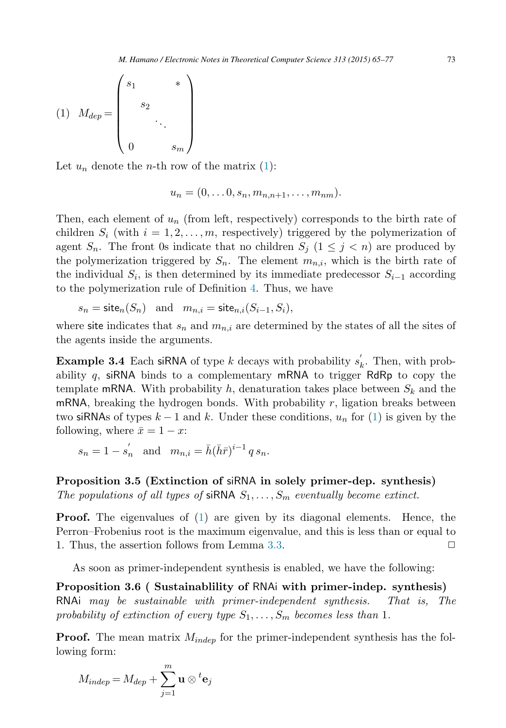$$
(1) \quad M_{dep} = \begin{pmatrix} s_1 & & & * \\ & s_2 & & \\ & & \ddots & \\ 0 & & & s_m \end{pmatrix}
$$

Let $u_n$ denote the $n$-th row of the matrix (1):

$$
u_n = (0, \dots 0, s_n, m_{n,n+1}, \dots, m_{nm}).
$$

Then, each element of $u_n$ (from left, respectively) corresponds to the birth rate of children $S_i$ (with $i = 1, 2, \dots, m$, respectively) triggered by the polymerization of agent $S_n$. The front 0s indicate that no children $S_j$ ($1 \leq j < n$) are produced by the polymerization triggered by $S_n$. The element $m_{n,i}$, which is the birth rate of the individual $S_i$, is then determined by its immediate predecessor $S_{i-1}$ according to the polymerization rule of Definition 4. Thus, we have

$$
s_n = \mathsf{site}_n(S_n) \quad \text{and} \quad m_{n,i} = \mathsf{site}_{n,i}(S_{i-1}, S_i),
$$

where site indicates that $s_n$ and $m_{n,i}$ are determined by the states of all the sites of the agents inside the arguments.

**Example 3.4** Each siRNA of type $k$ decays with probability $s_k^{'}$. Then, with probability $q$, siRNA binds to a complementary mRNA to trigger RdRp to copy the template mRNA. With probability $h$, denaturation takes place between $S_k$ and the mRNA, breaking the hydrogen bonds. With probability $r$, ligation breaks between two siRNAs of types $k-1$ and $k$. Under these conditions, $u_n$ for (1) is given by the following, where $\bar{x} = 1 - x$:

$$
s_n = 1 - s_n^{'} \quad \text{and} \quad m_{n,i} = \bar{h}(\bar{h}\bar{r})^{i-1}\, q\, s_n.
$$

**Proposition 3.5 (Extinction of siRNA in solely primer-dep. synthesis)** *The populations of all types of siRNA $S_1, \dots, S_m$ eventually become extinct.*

**Proof.** The eigenvalues of (1) are given by its diagonal elements. Hence, the Perron–Frobenius root is the maximum eigenvalue, and this is less than or equal to 1. Thus, the assertion follows from Lemma 3.3. □

As soon as primer-independent synthesis is enabled, we have the following:

**Proposition 3.6 ( Sustainablility of RNAi with primer-indep. synthesis)** RNAi *may be sustainable with primer-independent synthesis. That is, The probability of extinction of every type $S_1, \dots, S_m$ becomes less than* 1.

**Proof.** The mean matrix $M_{indep}$ for the primer-independent synthesis has the following form:

$$
M_{indep} = M_{dep} + \sum_{j=1}^{m} \mathbf{u} \otimes {}^{t}\mathbf{e}_j
$$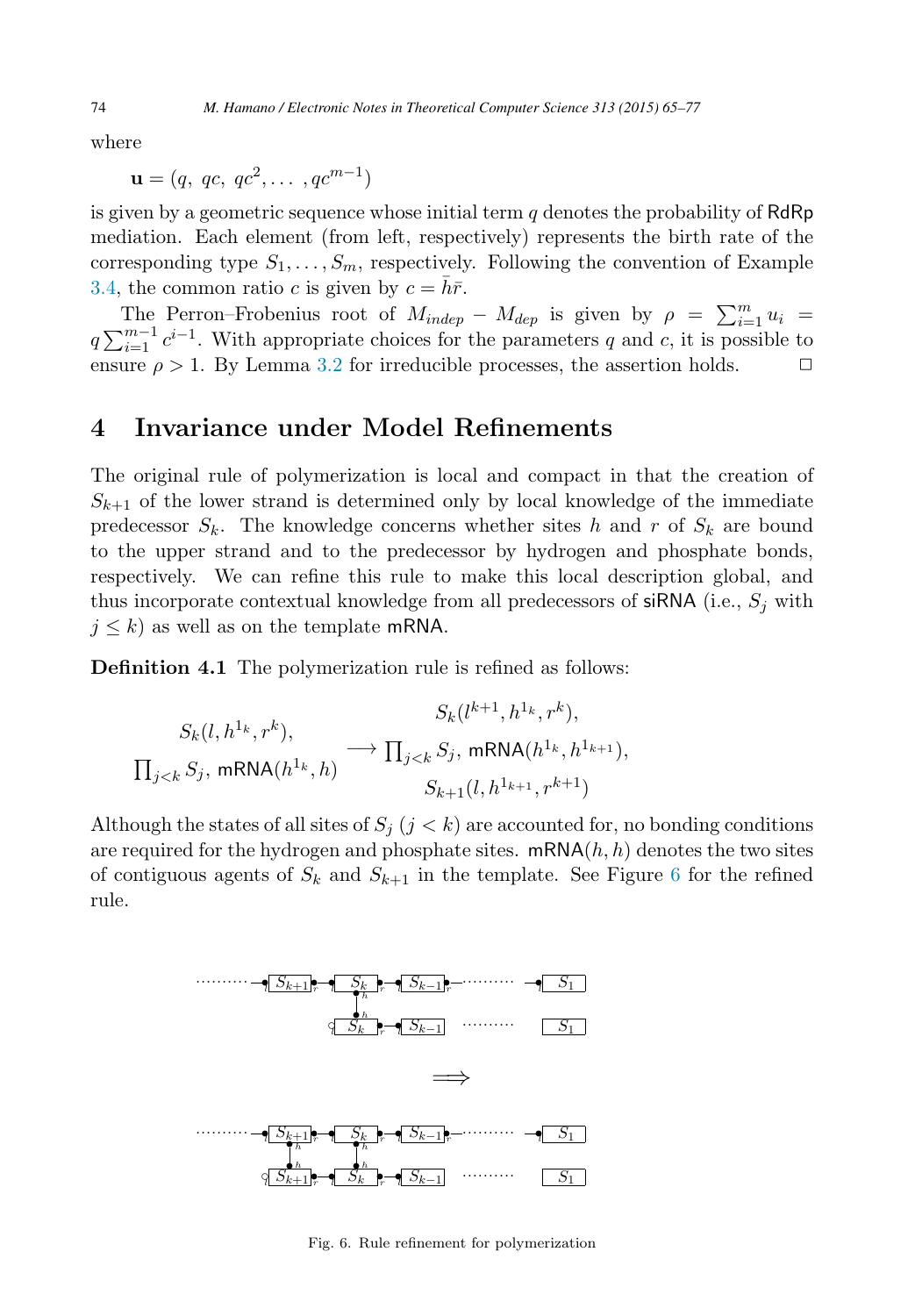where

$$\mathbf{u} = (q,\ qc,\ qc^2, \dots ,qc^{m-1})$$

is given by a geometric sequence whose initial term $q$ denotes the probability of RdRp mediation. Each element (from left, respectively) represents the birth rate of the corresponding type $S_1, \dots, S_m$, respectively. Following the convention of Example 3.4, the common ratio $c$ is given by $c = \bar{h}\bar{r}$.

The Perron–Frobenius root of $M_{indep} - M_{dep}$ is given by $\rho = \sum_{i=1}^{m} u_i = q \sum_{i=1}^{m-1} c^{i-1}$. With appropriate choices for the parameters $q$ and $c$, it is possible to ensure $\rho > 1$. By Lemma 3.2 for irreducible processes, the assertion holds. □

# 4 Invariance under Model Refinements

The original rule of polymerization is local and compact in that the creation of $S_{k+1}$ of the lower strand is determined only by local knowledge of the immediate predecessor $S_k$. The knowledge concerns whether sites $h$ and $r$ of $S_k$ are bound to the upper strand and to the predecessor by hydrogen and phosphate bonds, respectively. We can refine this rule to make this local description global, and thus incorporate contextual knowledge from all predecessors of siRNA (i.e., $S_j$ with $j \leq k$) as well as on the template mRNA.

**Definition 4.1** The polymerization rule is refined as follows:

$$\begin{array}{c} S_k(l, h^{1_k}, r^k), \\ \prod_{j<k} S_j,\ \mathsf{mRNA}(h^{1_k}, h) \end{array} \longrightarrow \begin{array}{c} S_k(l^{k+1}, h^{1_k}, r^k), \\ \prod_{j<k} S_j,\ \mathsf{mRNA}(h^{1_k}, h^{1_{k+1}}), \\ S_{k+1}(l, h^{1_{k+1}}, r^{k+1}) \end{array}$$

Although the states of all sites of $S_j$ $(j < k)$ are accounted for, no bonding conditions are required for the hydrogen and phosphate sites. $\mathsf{mRNA}(h, h)$ denotes the two sites of contiguous agents of $S_k$ and $S_{k+1}$ in the template. See Figure 6 for the refined rule.

Fig. 6. Rule refinement for polymerization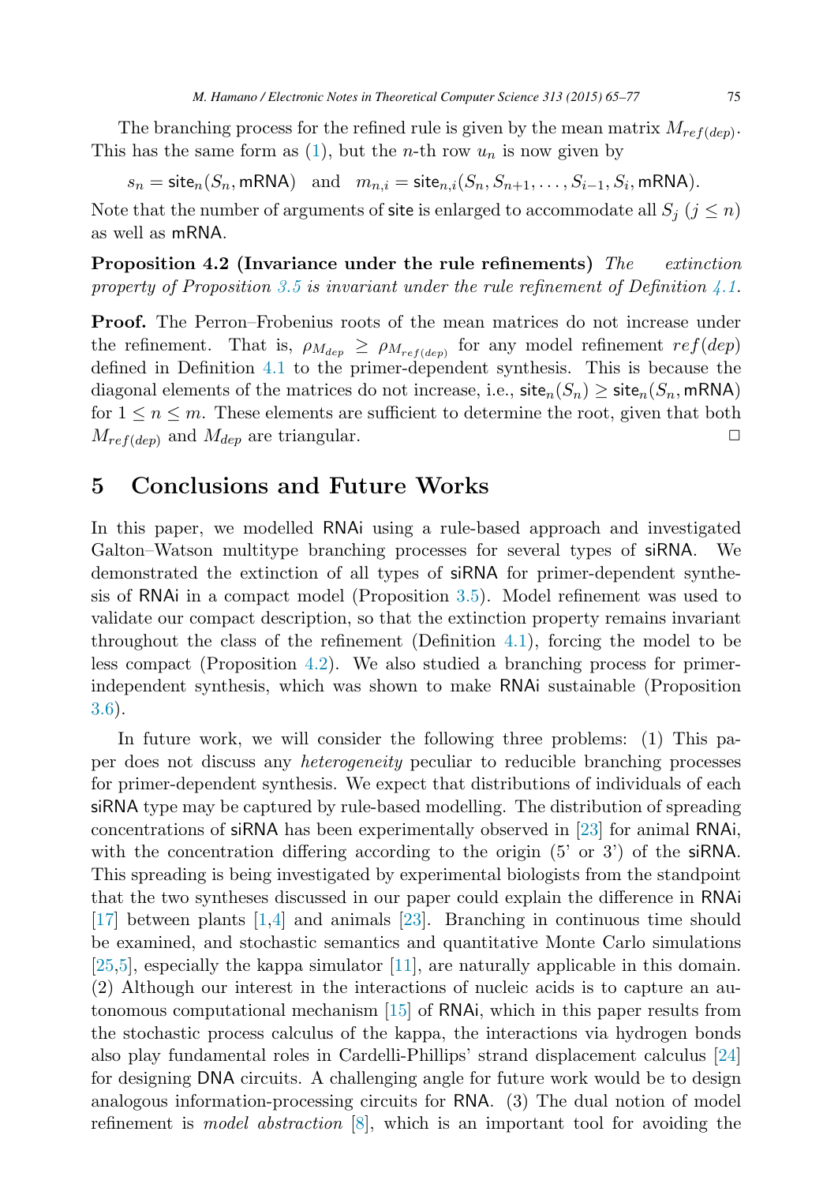The branching process for the refined rule is given by the mean matrix $M_{ref(dep)}$. This has the same form as (1), but the $n$-th row $u_n$ is now given by

$$s_n = \mathsf{site}_n(S_n, \mathsf{mRNA}) \quad \text{and} \quad m_{n,i} = \mathsf{site}_{n,i}(S_n, S_{n+1}, \ldots, S_{i-1}, S_i, \mathsf{mRNA}).$$

Note that the number of arguments of site is enlarged to accommodate all $S_j$ ($j \leq n$) as well as mRNA.

**Proposition 4.2 (Invariance under the rule refinements)** *The extinction property of Proposition 3.5 is invariant under the rule refinement of Definition 4.1.*

**Proof.** The Perron–Frobenius roots of the mean matrices do not increase under the refinement. That is, $\rho_{M_{dep}} \geq \rho_{M_{ref(dep)}}$ for any model refinement $ref(dep)$ defined in Definition 4.1 to the primer-dependent synthesis. This is because the diagonal elements of the matrices do not increase, i.e., $\mathsf{site}_n(S_n) \geq \mathsf{site}_n(S_n, \mathsf{mRNA})$ for $1 \leq n \leq m$. These elements are sufficient to determine the root, given that both $M_{ref(dep)}$ and $M_{dep}$ are triangular. □

# 5 Conclusions and Future Works

In this paper, we modelled RNAi using a rule-based approach and investigated Galton–Watson multitype branching processes for several types of siRNA. We demonstrated the extinction of all types of siRNA for primer-dependent synthesis of RNAi in a compact model (Proposition 3.5). Model refinement was used to validate our compact description, so that the extinction property remains invariant throughout the class of the refinement (Definition 4.1), forcing the model to be less compact (Proposition 4.2). We also studied a branching process for primer-independent synthesis, which was shown to make RNAi sustainable (Proposition 3.6).

In future work, we will consider the following three problems: (1) This paper does not discuss any *heterogeneity* peculiar to reducible branching processes for primer-dependent synthesis. We expect that distributions of individuals of each siRNA type may be captured by rule-based modelling. The distribution of spreading concentrations of siRNA has been experimentally observed in [23] for animal RNAi, with the concentration differing according to the origin (5' or 3') of the siRNA. This spreading is being investigated by experimental biologists from the standpoint that the two syntheses discussed in our paper could explain the difference in RNAi [17] between plants [1,4] and animals [23]. Branching in continuous time should be examined, and stochastic semantics and quantitative Monte Carlo simulations [25,5], especially the kappa simulator [11], are naturally applicable in this domain. (2) Although our interest in the interactions of nucleic acids is to capture an autonomous computational mechanism [15] of RNAi, which in this paper results from the stochastic process calculus of the kappa, the interactions via hydrogen bonds also play fundamental roles in Cardelli-Phillips' strand displacement calculus [24] for designing DNA circuits. A challenging angle for future work would be to design analogous information-processing circuits for RNA. (3) The dual notion of model refinement is *model abstraction* [8], which is an important tool for avoiding the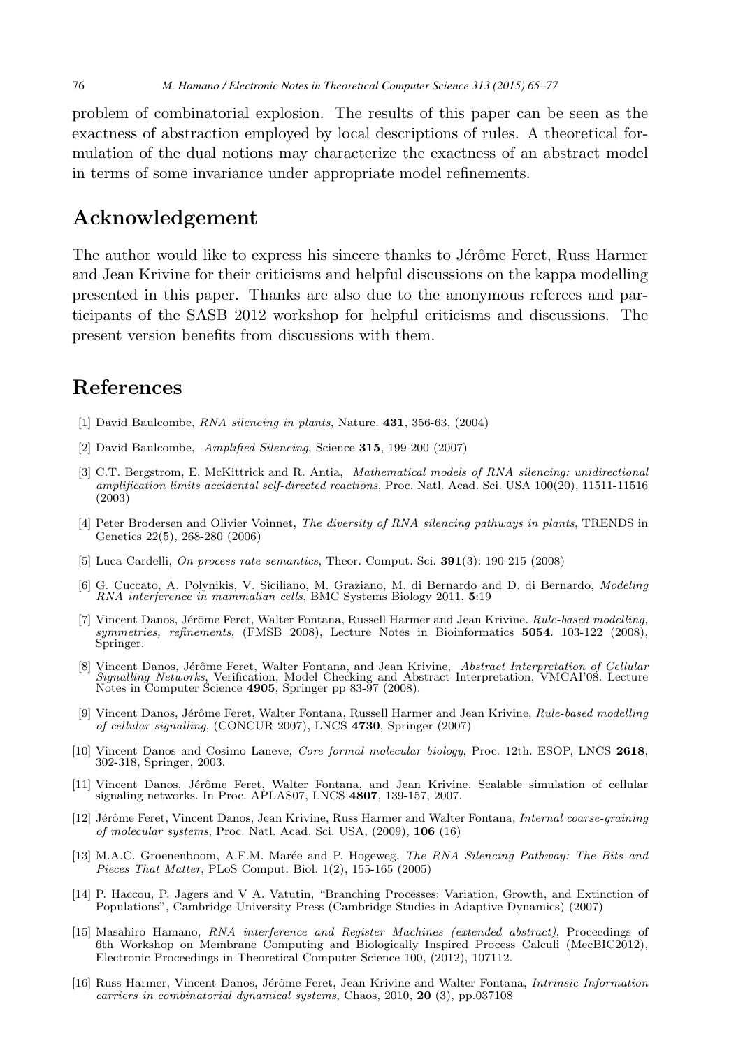problem of combinatorial explosion. The results of this paper can be seen as the exactness of abstraction employed by local descriptions of rules. A theoretical formulation of the dual notions may characterize the exactness of an abstract model in terms of some invariance under appropriate model refinements.

## Acknowledgement

The author would like to express his sincere thanks to Jérôme Feret, Russ Harmer and Jean Krivine for their criticisms and helpful discussions on the kappa modelling presented in this paper. Thanks are also due to the anonymous referees and participants of the SASB 2012 workshop for helpful criticisms and discussions. The present version benefits from discussions with them.

## References

[1] David Baulcombe, *RNA silencing in plants*, Nature. **431**, 356-63, (2004)

[2] David Baulcombe, *Amplified Silencing*, Science **315**, 199-200 (2007)

[3] C.T. Bergstrom, E. McKittrick and R. Antia, *Mathematical models of RNA silencing: unidirectional amplification limits accidental self-directed reactions*, Proc. Natl. Acad. Sci. USA 100(20), 11511-11516 (2003)

[4] Peter Brodersen and Olivier Voinnet, *The diversity of RNA silencing pathways in plants*, TRENDS in Genetics 22(5), 268-280 (2006)

[5] Luca Cardelli, *On process rate semantics*, Theor. Comput. Sci. **391**(3): 190-215 (2008)

[6] G. Cuccato, A. Polynikis, V. Siciliano, M. Graziano, M. di Bernardo and D. di Bernardo, *Modeling RNA interference in mammalian cells*, BMC Systems Biology 2011, **5**:19

[7] Vincent Danos, Jérôme Feret, Walter Fontana, Russell Harmer and Jean Krivine. *Rule-based modelling, symmetries, refinements*, (FMSB 2008), Lecture Notes in Bioinformatics **5054**. 103-122 (2008), Springer.

[8] Vincent Danos, Jérôme Feret, Walter Fontana, and Jean Krivine, *Abstract Interpretation of Cellular Signalling Networks*, Verification, Model Checking and Abstract Interpretation, VMCAI'08. Lecture Notes in Computer Science **4905**, Springer pp 83-97 (2008).

[9] Vincent Danos, Jérôme Feret, Walter Fontana, Russell Harmer and Jean Krivine, *Rule-based modelling of cellular signalling*, (CONCUR 2007), LNCS **4730**, Springer (2007)

[10] Vincent Danos and Cosimo Laneve, *Core formal molecular biology*, Proc. 12th. ESOP, LNCS **2618**, 302-318, Springer, 2003.

[11] Vincent Danos, Jérôme Feret, Walter Fontana, and Jean Krivine. Scalable simulation of cellular signaling networks. In Proc. APLAS07, LNCS **4807**, 139-157, 2007.

[12] Jérôme Feret, Vincent Danos, Jean Krivine, Russ Harmer and Walter Fontana, *Internal coarse-graining of molecular systems*, Proc. Natl. Acad. Sci. USA, (2009), **106** (16)

[13] M.A.C. Groenenboom, A.F.M. Marée and P. Hogeweg, *The RNA Silencing Pathway: The Bits and Pieces That Matter*, PLoS Comput. Biol. 1(2), 155-165 (2005)

[14] P. Haccou, P. Jagers and V A. Vatutin, "Branching Processes: Variation, Growth, and Extinction of Populations", Cambridge University Press (Cambridge Studies in Adaptive Dynamics) (2007)

[15] Masahiro Hamano, *RNA interference and Register Machines (extended abstract)*, Proceedings of 6th Workshop on Membrane Computing and Biologically Inspired Process Calculi (MecBIC2012), Electronic Proceedings in Theoretical Computer Science 100, (2012), 107112.

[16] Russ Harmer, Vincent Danos, Jérôme Feret, Jean Krivine and Walter Fontana, *Intrinsic Information carriers in combinatorial dynamical systems*, Chaos, 2010, **20** (3), pp.037108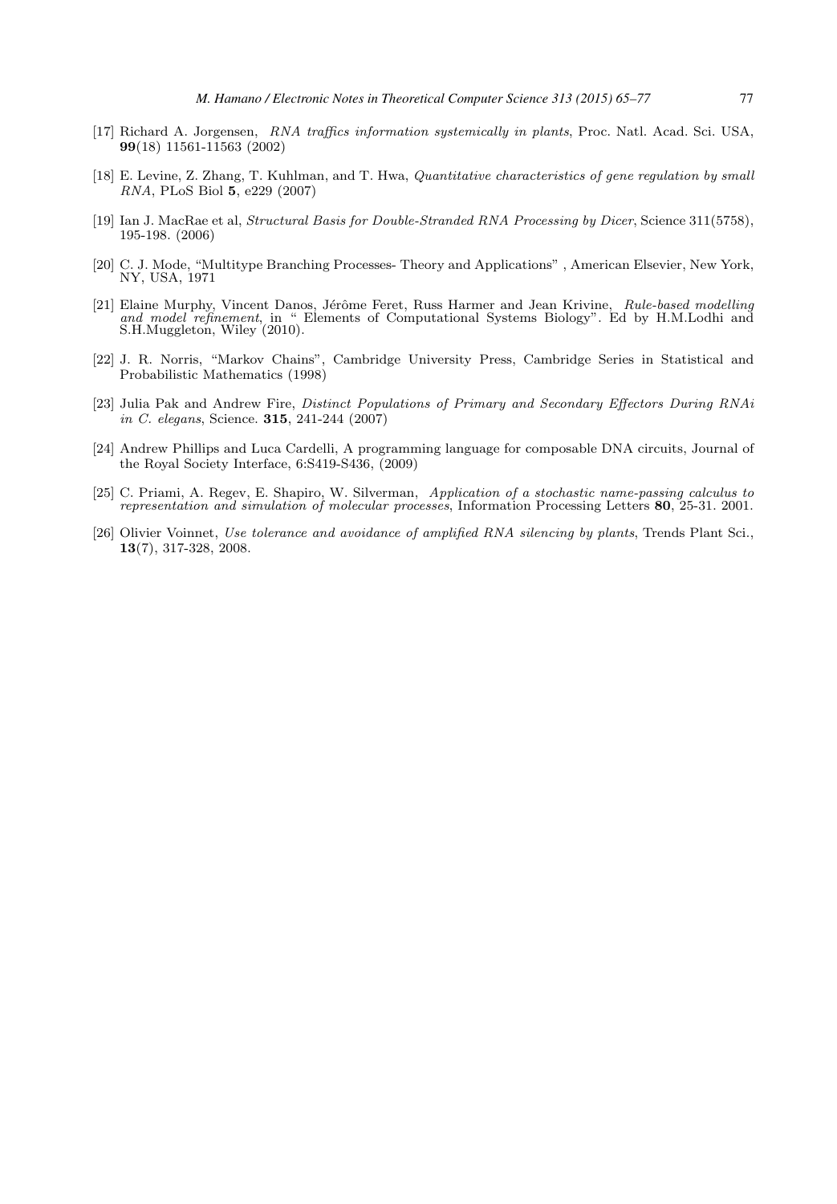[17] Richard A. Jorgensen, *RNA traffics information systemically in plants*, Proc. Natl. Acad. Sci. USA, **99**(18) 11561-11563 (2002)

[18] E. Levine, Z. Zhang, T. Kuhlman, and T. Hwa, *Quantitative characteristics of gene regulation by small RNA*, PLoS Biol **5**, e229 (2007)

[19] Ian J. MacRae et al, *Structural Basis for Double-Stranded RNA Processing by Dicer*, Science 311(5758), 195-198. (2006)

[20] C. J. Mode, "Multitype Branching Processes- Theory and Applications" , American Elsevier, New York, NY, USA, 1971

[21] Elaine Murphy, Vincent Danos, Jérôme Feret, Russ Harmer and Jean Krivine, *Rule-based modelling and model refinement*, in " Elements of Computational Systems Biology". Ed by H.M.Lodhi and S.H.Muggleton, Wiley (2010).

[22] J. R. Norris, "Markov Chains", Cambridge University Press, Cambridge Series in Statistical and Probabilistic Mathematics (1998)

[23] Julia Pak and Andrew Fire, *Distinct Populations of Primary and Secondary Effectors During RNAi in C. elegans*, Science. **315**, 241-244 (2007)

[24] Andrew Phillips and Luca Cardelli, A programming language for composable DNA circuits, Journal of the Royal Society Interface, 6:S419-S436, (2009)

[25] C. Priami, A. Regev, E. Shapiro, W. Silverman, *Application of a stochastic name-passing calculus to representation and simulation of molecular processes*, Information Processing Letters **80**, 25-31. 2001.

[26] Olivier Voinnet, *Use tolerance and avoidance of amplified RNA silencing by plants*, Trends Plant Sci., **13**(7), 317-328, 2008.